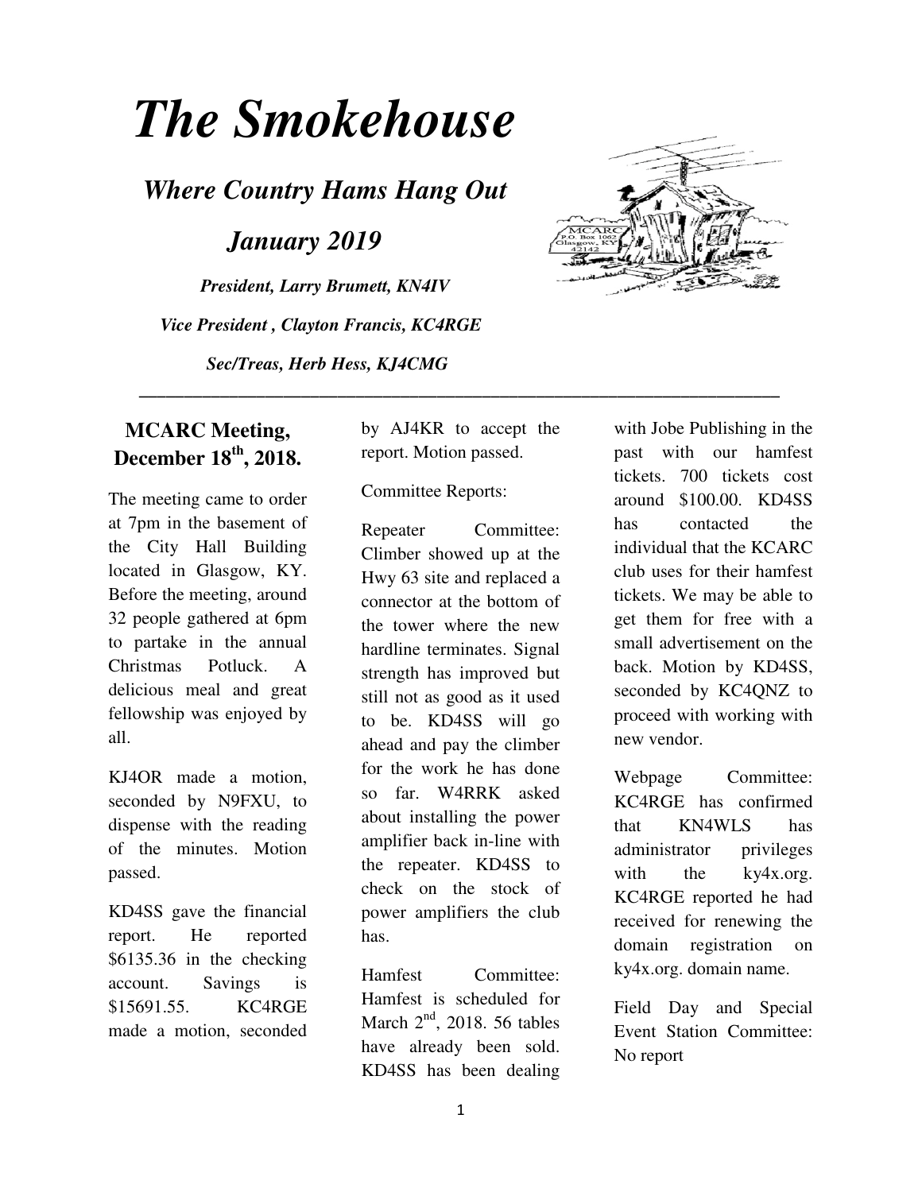# *The Smokehouse*

## *Where Country Hams Hang Out*

## *January 2019*

***President, Larry Brumett, KN4IV***

***Vice President , Clayton Francis, KC4RGE***

***Sec/Treas, Herb Hess, KJ4CMG***

---

## MCARC Meeting, December 18th, 2018.

The meeting came to order at 7pm in the basement of the City Hall Building located in Glasgow, KY. Before the meeting, around 32 people gathered at 6pm to partake in the annual Christmas Potluck. A delicious meal and great fellowship was enjoyed by all.

KJ4OR made a motion, seconded by N9FXU, to dispense with the reading of the minutes. Motion passed.

KD4SS gave the financial report. He reported $6135.36 in the checking account. Savings is $15691.55. KC4RGE made a motion, seconded by AJ4KR to accept the report. Motion passed.

Committee Reports:

Repeater Committee: Climber showed up at the Hwy 63 site and replaced a connector at the bottom of the tower where the new hardline terminates. Signal strength has improved but still not as good as it used to be. KD4SS will go ahead and pay the climber for the work he has done so far. W4RRK asked about installing the power amplifier back in-line with the repeater. KD4SS to check on the stock of power amplifiers the club has.

Hamfest Committee: Hamfest is scheduled for March 2nd, 2018. 56 tables have already been sold. KD4SS has been dealing with Jobe Publishing in the past with our hamfest tickets. 700 tickets cost around $100.00. KD4SS has contacted the individual that the KCARC club uses for their hamfest tickets. We may be able to get them for free with a small advertisement on the back. Motion by KD4SS, seconded by KC4QNZ to proceed with working with new vendor.

Webpage Committee: KC4RGE has confirmed that KN4WLS has administrator privileges with the ky4x.org. KC4RGE reported he had received for renewing the domain registration on ky4x.org. domain name.

Field Day and Special Event Station Committee: No report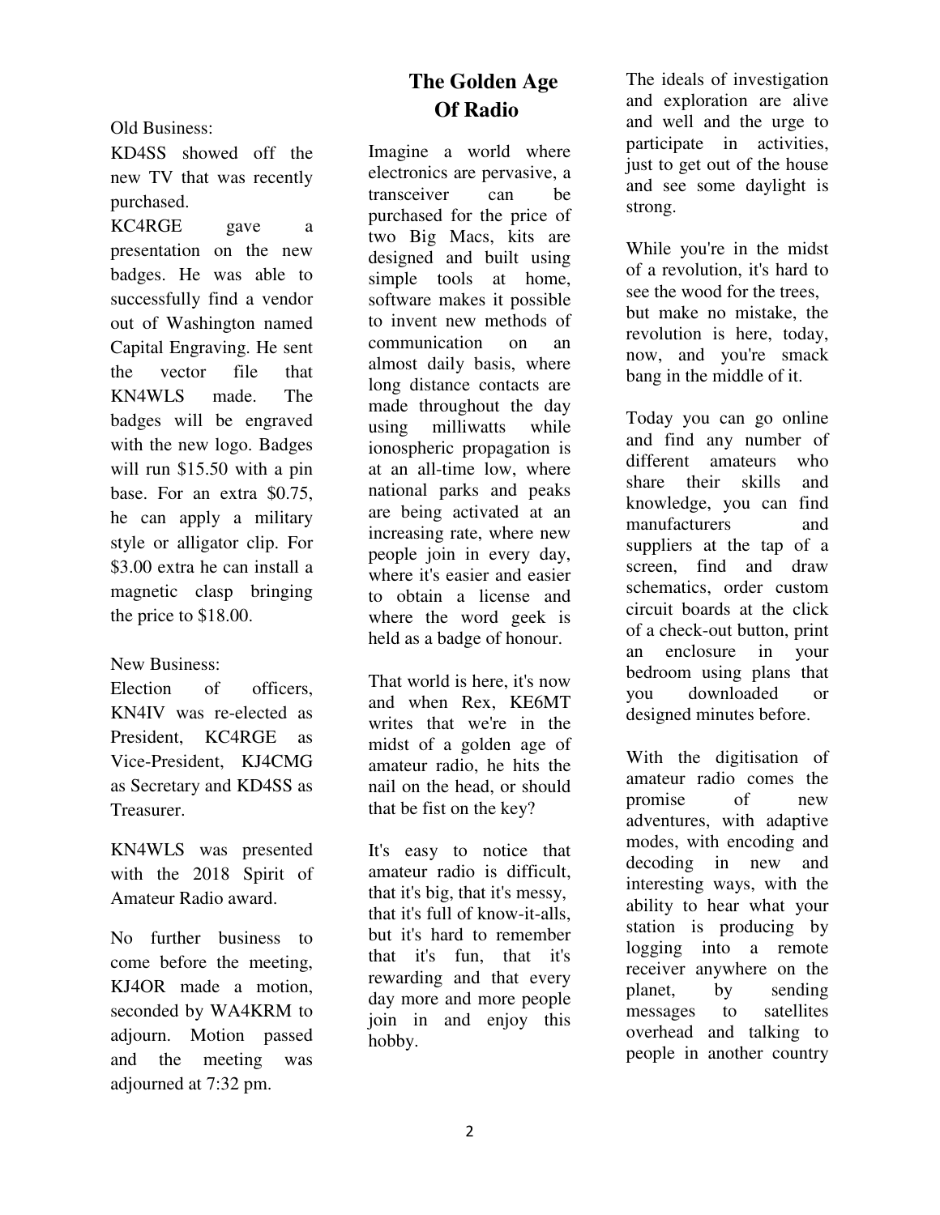Old Business:

KD4SS showed off the new TV that was recently purchased.

KC4RGE gave a presentation on the new badges. He was able to successfully find a vendor out of Washington named Capital Engraving. He sent the vector file that KN4WLS made. The badges will be engraved with the new logo. Badges will run $15.50 with a pin base. For an extra $0.75, he can apply a military style or alligator clip. For $3.00 extra he can install a magnetic clasp bringing the price to $18.00.

New Business:

Election of officers, KN4IV was re-elected as President, KC4RGE as Vice-President, KJ4CMG as Secretary and KD4SS as Treasurer.

KN4WLS was presented with the 2018 Spirit of Amateur Radio award.

No further business to come before the meeting, KJ4OR made a motion, seconded by WA4KRM to adjourn. Motion passed and the meeting was adjourned at 7:32 pm.

## The Golden Age Of Radio

Imagine a world where electronics are pervasive, a transceiver can be purchased for the price of two Big Macs, kits are designed and built using simple tools at home, software makes it possible to invent new methods of communication on an almost daily basis, where long distance contacts are made throughout the day using milliwatts while ionospheric propagation is at an all-time low, where national parks and peaks are being activated at an increasing rate, where new people join in every day, where it's easier and easier to obtain a license and where the word geek is held as a badge of honour.

That world is here, it's now and when Rex, KE6MT writes that we're in the midst of a golden age of amateur radio, he hits the nail on the head, or should that be fist on the key?

It's easy to notice that amateur radio is difficult, that it's big, that it's messy, that it's full of know-it-alls, but it's hard to remember that it's fun, that it's rewarding and that every day more and more people join in and enjoy this hobby.

The ideals of investigation and exploration are alive and well and the urge to participate in activities, just to get out of the house and see some daylight is strong.

While you're in the midst of a revolution, it's hard to see the wood for the trees, but make no mistake, the revolution is here, today, now, and you're smack bang in the middle of it.

Today you can go online and find any number of different amateurs who share their skills and knowledge, you can find manufacturers and suppliers at the tap of a screen, find and draw schematics, order custom circuit boards at the click of a check-out button, print an enclosure in your bedroom using plans that you downloaded or designed minutes before.

With the digitisation of amateur radio comes the promise of new adventures, with adaptive modes, with encoding and decoding in new and interesting ways, with the ability to hear what your station is producing by logging into a remote receiver anywhere on the planet, by sending messages to satellites overhead and talking to people in another country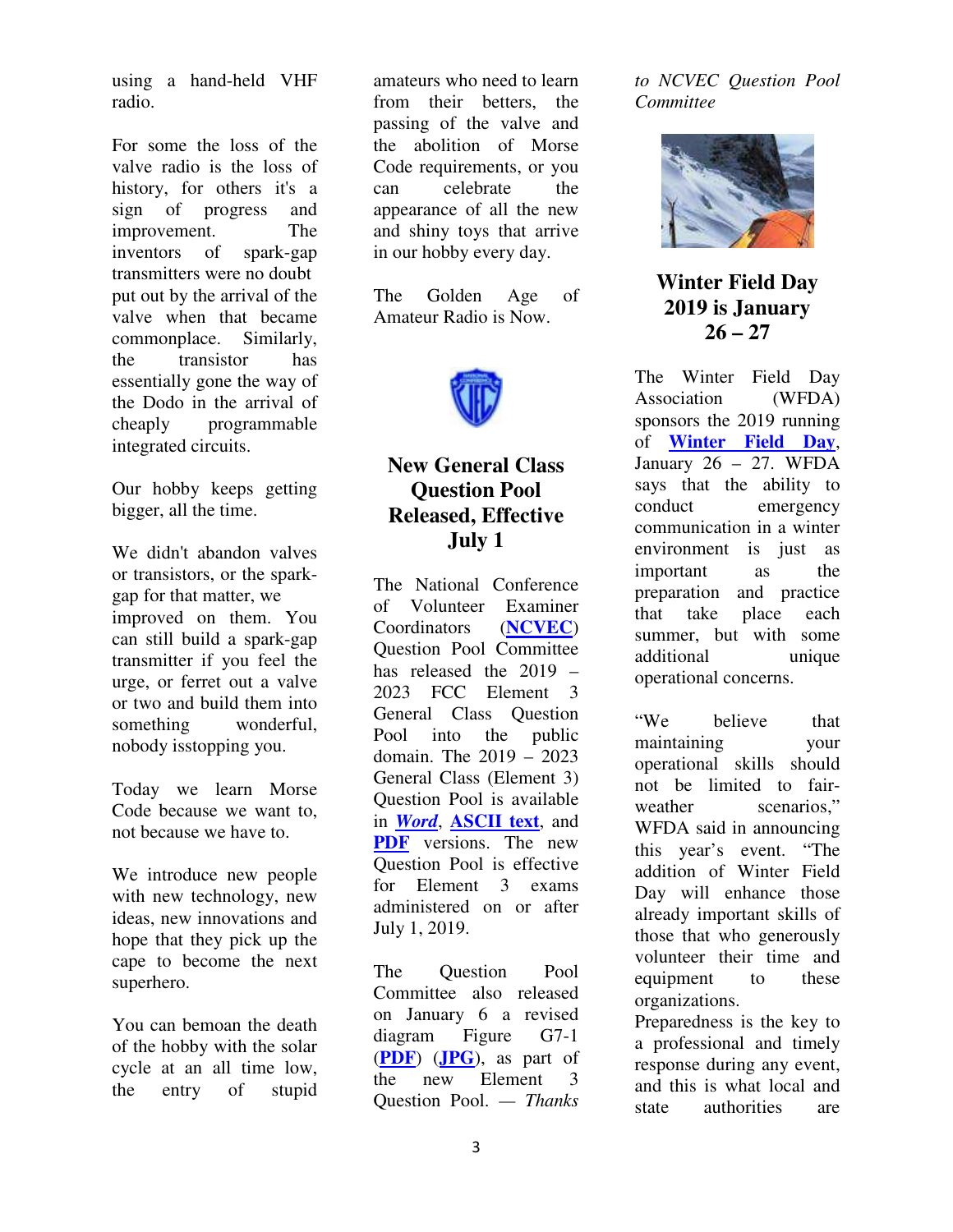using a hand-held VHF radio.

For some the loss of the valve radio is the loss of history, for others it's a sign of progress and improvement. The inventors of spark-gap transmitters were no doubt put out by the arrival of the valve when that became commonplace. Similarly, the transistor has essentially gone the way of the Dodo in the arrival of cheaply programmable integrated circuits.

Our hobby keeps getting bigger, all the time.

We didn't abandon valves or transistors, or the spark-gap for that matter, we improved on them. You can still build a spark-gap transmitter if you feel the urge, or ferret out a valve or two and build them into something wonderful, nobody isstopping you.

Today we learn Morse Code because we want to, not because we have to.

We introduce new people with new technology, new ideas, new innovations and hope that they pick up the cape to become the next superhero.

You can bemoan the death of the hobby with the solar cycle at an all time low, the entry of stupid amateurs who need to learn from their betters, the passing of the valve and the abolition of Morse Code requirements, or you can celebrate the appearance of all the new and shiny toys that arrive in our hobby every day.

The Golden Age of Amateur Radio is Now.

## New General Class Question Pool Released, Effective July 1

The National Conference of Volunteer Examiner Coordinators (**NCVEC**) Question Pool Committee has released the 2019 – 2023 FCC Element 3 General Class Question Pool into the public domain. The 2019 – 2023 General Class (Element 3) Question Pool is available in ***Word***, **ASCII text**, and **PDF** versions. The new Question Pool is effective for Element 3 exams administered on or after July 1, 2019.

The Question Pool Committee also released on January 6 a revised diagram Figure G7-1 (**PDF**) (**JPG**), as part of the new Element 3 Question Pool. — *Thanks to NCVEC Question Pool Committee*

## Winter Field Day 2019 is January 26 – 27

The Winter Field Day Association (WFDA) sponsors the 2019 running of **Winter Field Day**, January 26 – 27. WFDA says that the ability to conduct emergency communication in a winter environment is just as important as the preparation and practice that take place each summer, but with some additional unique operational concerns.

"We believe that maintaining your operational skills should not be limited to fair-weather scenarios," WFDA said in announcing this year's event. "The addition of Winter Field Day will enhance those already important skills of those that who generously volunteer their time and equipment to these organizations.
Preparedness is the key to a professional and timely response during any event, and this is what local and state authorities are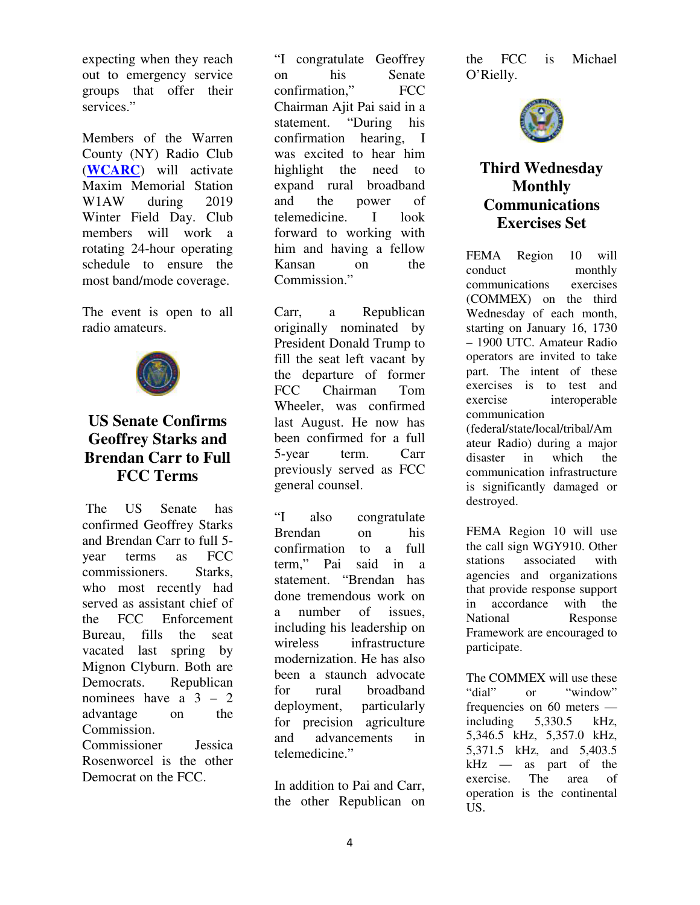expecting when they reach out to emergency service groups that offer their services."

Members of the Warren County (NY) Radio Club (**WCARC**) will activate Maxim Memorial Station W1AW during 2019 Winter Field Day. Club members will work a rotating 24-hour operating schedule to ensure the most band/mode coverage.

The event is open to all radio amateurs.

## US Senate Confirms Geoffrey Starks and Brendan Carr to Full FCC Terms

The US Senate has confirmed Geoffrey Starks and Brendan Carr to full 5-year terms as FCC commissioners. Starks, who most recently had served as assistant chief of the FCC Enforcement Bureau, fills the seat vacated last spring by Mignon Clyburn. Both are Democrats. Republican nominees have a 3 – 2 advantage on the Commission. Commissioner Jessica Rosenworcel is the other Democrat on the FCC.

"I congratulate Geoffrey on his Senate confirmation," FCC Chairman Ajit Pai said in a statement. "During his confirmation hearing, I was excited to hear him highlight the need to expand rural broadband and the power of telemedicine. I look forward to working with him and having a fellow Kansan on the Commission."

Carr, a Republican originally nominated by President Donald Trump to fill the seat left vacant by the departure of former FCC Chairman Tom Wheeler, was confirmed last August. He now has been confirmed for a full 5-year term. Carr previously served as FCC general counsel.

"I also congratulate Brendan on his confirmation to a full term," Pai said in a statement. "Brendan has done tremendous work on a number of issues, including his leadership on wireless infrastructure modernization. He has also been a staunch advocate for rural broadband deployment, particularly for precision agriculture and advancements in telemedicine."

In addition to Pai and Carr, the other Republican on the FCC is Michael O'Rielly.

## Third Wednesday Monthly Communications Exercises Set

FEMA Region 10 will conduct monthly communications exercises (COMMEX) on the third Wednesday of each month, starting on January 16, 1730 – 1900 UTC. Amateur Radio operators are invited to take part. The intent of these exercises is to test and exercise interoperable communication (federal/state/local/tribal/Amateur Radio) during a major disaster in which the communication infrastructure is significantly damaged or destroyed.

FEMA Region 10 will use the call sign WGY910. Other stations associated with agencies and organizations that provide response support in accordance with the National Response Framework are encouraged to participate.

The COMMEX will use these "dial" or "window" frequencies on 60 meters — including 5,330.5 kHz, 5,346.5 kHz, 5,357.0 kHz, 5,371.5 kHz, and 5,403.5 kHz — as part of the exercise. The area of operation is the continental US.